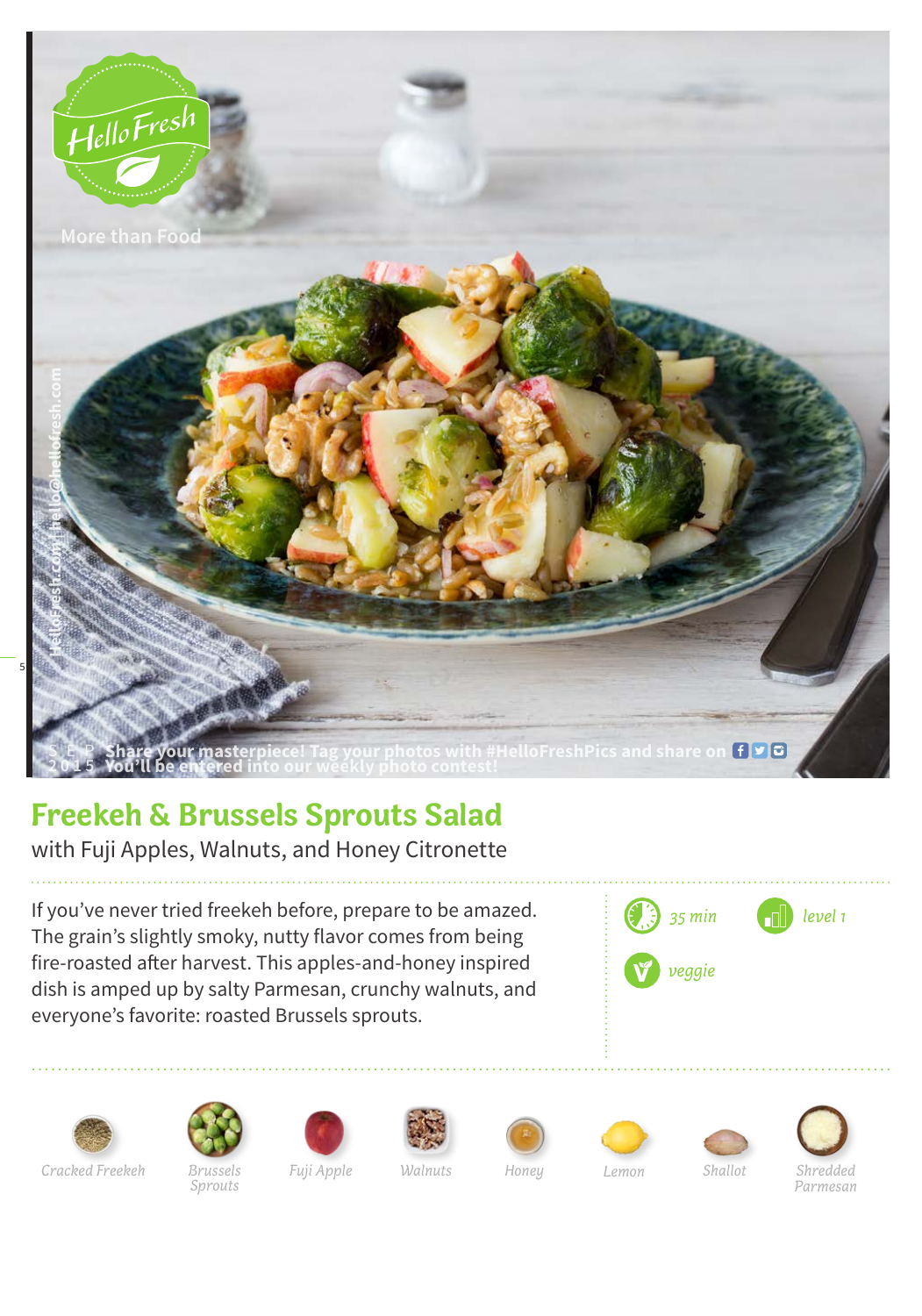HelloFresh

More than Food

HelloFresh.com | hello@hellofresh.com

SEP 2015

Share your masterpiece! Tag your photos with #HelloFreshPics and share on
You'll be entered into our weekly photo contest!

# Freekeh & Brussels Sprouts Salad

with Fuji Apples, Walnuts, and Honey Citronette

If you've never tried freekeh before, prepare to be amazed. The grain's slightly smoky, nutty flavor comes from being fire-roasted after harvest. This apples-and-honey inspired dish is amped up by salty Parmesan, crunchy walnuts, and everyone's favorite: roasted Brussels sprouts.

*35 min*

*level 1*

*veggie*

*Cracked Freekeh*

*Brussels Sprouts*

*Fuji Apple*

*Walnuts*

*Honey*

*Lemon*

*Shallot*

*Shredded Parmesan*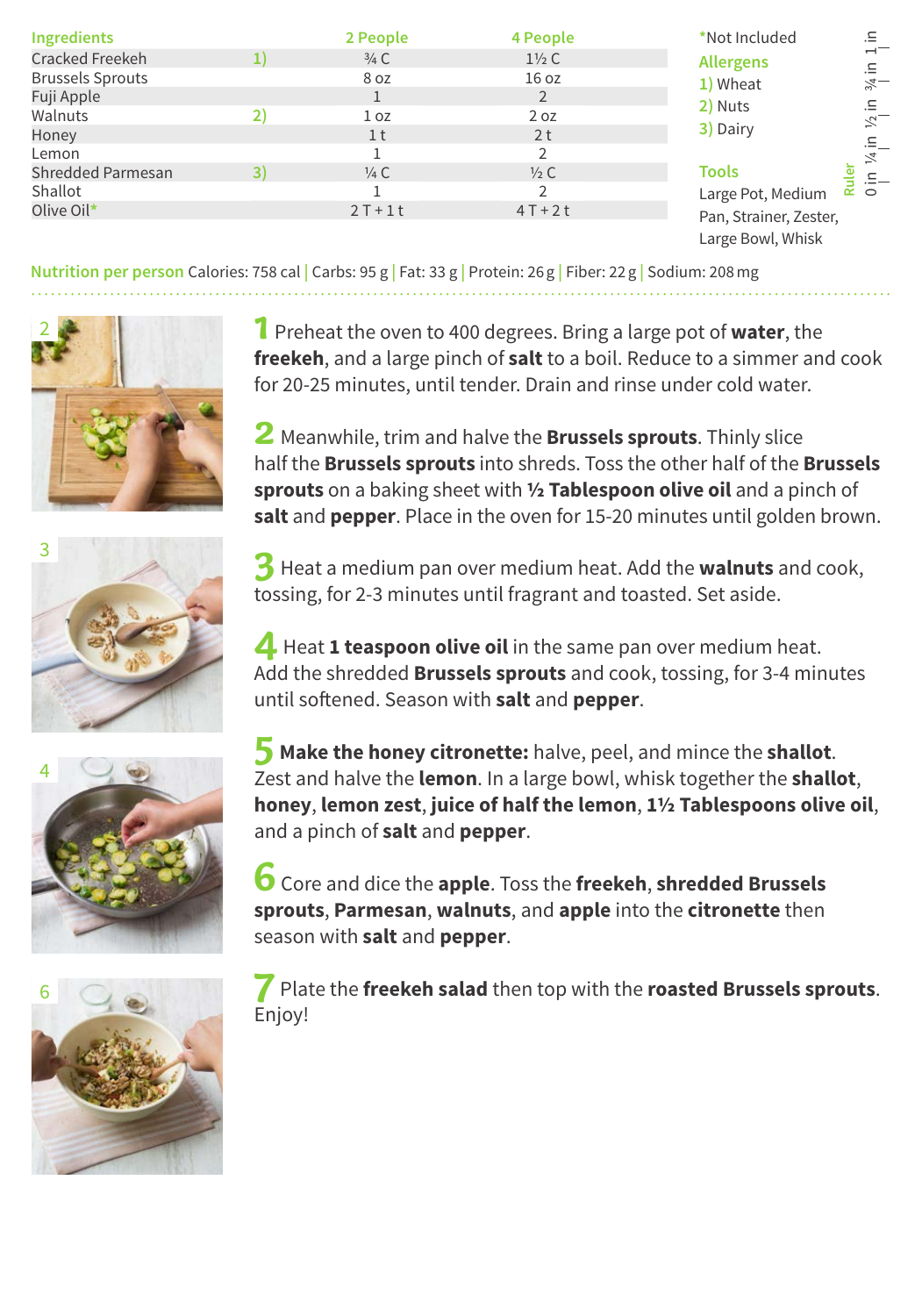| Ingredients | | 2 People | 4 People |
|---|---|---|---|
| Cracked Freekeh | 1) | ¾ C | 1½ C |
| Brussels Sprouts | | 8 oz | 16 oz |
| Fuji Apple | | 1 | 2 |
| Walnuts | 2) | 1 oz | 2 oz |
| Honey | | 1 t | 2 t |
| Lemon | | 1 | 2 |
| Shredded Parmesan | 3) | ¼ C | ½ C |
| Shallot | | 1 | 2 |
| Olive Oil* | | 2 T + 1 t | 4 T + 2 t |

*Not Included

**Allergens**
1) Wheat
2) Nuts
3) Dairy

**Tools**
Large Pot, Medium Pan, Strainer, Zester, Large Bowl, Whisk

Ruler
0 in ¼ in ½ in ¾ in 1 in

**Nutrition per person** Calories: 758 cal | Carbs: 95 g | Fat: 33 g | Protein: 26 g | Fiber: 22 g | Sodium: 208 mg

**1** Preheat the oven to 400 degrees. Bring a large pot of **water**, the **freekeh**, and a large pinch of **salt** to a boil. Reduce to a simmer and cook for 20-25 minutes, until tender. Drain and rinse under cold water.

2

**2** Meanwhile, trim and halve the **Brussels sprouts**. Thinly slice half the **Brussels sprouts** into shreds. Toss the other half of the **Brussels sprouts** on a baking sheet with **½ Tablespoon olive oil** and a pinch of **salt** and **pepper**. Place in the oven for 15-20 minutes until golden brown.

3

**3** Heat a medium pan over medium heat. Add the **walnuts** and cook, tossing, for 2-3 minutes until fragrant and toasted. Set aside.

4

**4** Heat **1 teaspoon olive oil** in the same pan over medium heat. Add the shredded **Brussels sprouts** and cook, tossing, for 3-4 minutes until softened. Season with **salt** and **pepper**.

**5** **Make the honey citronette:** halve, peel, and mince the **shallot**. Zest and halve the **lemon**. In a large bowl, whisk together the **shallot**, **honey**, **lemon zest**, **juice of half the lemon**, **1½ Tablespoons olive oil**, and a pinch of **salt** and **pepper**.

6

**6** Core and dice the **apple**. Toss the **freekeh**, **shredded Brussels sprouts**, **Parmesan**, **walnuts**, and **apple** into the **citronette** then season with **salt** and **pepper**.

**7** Plate the **freekeh salad** then top with the **roasted Brussels sprouts**. Enjoy!